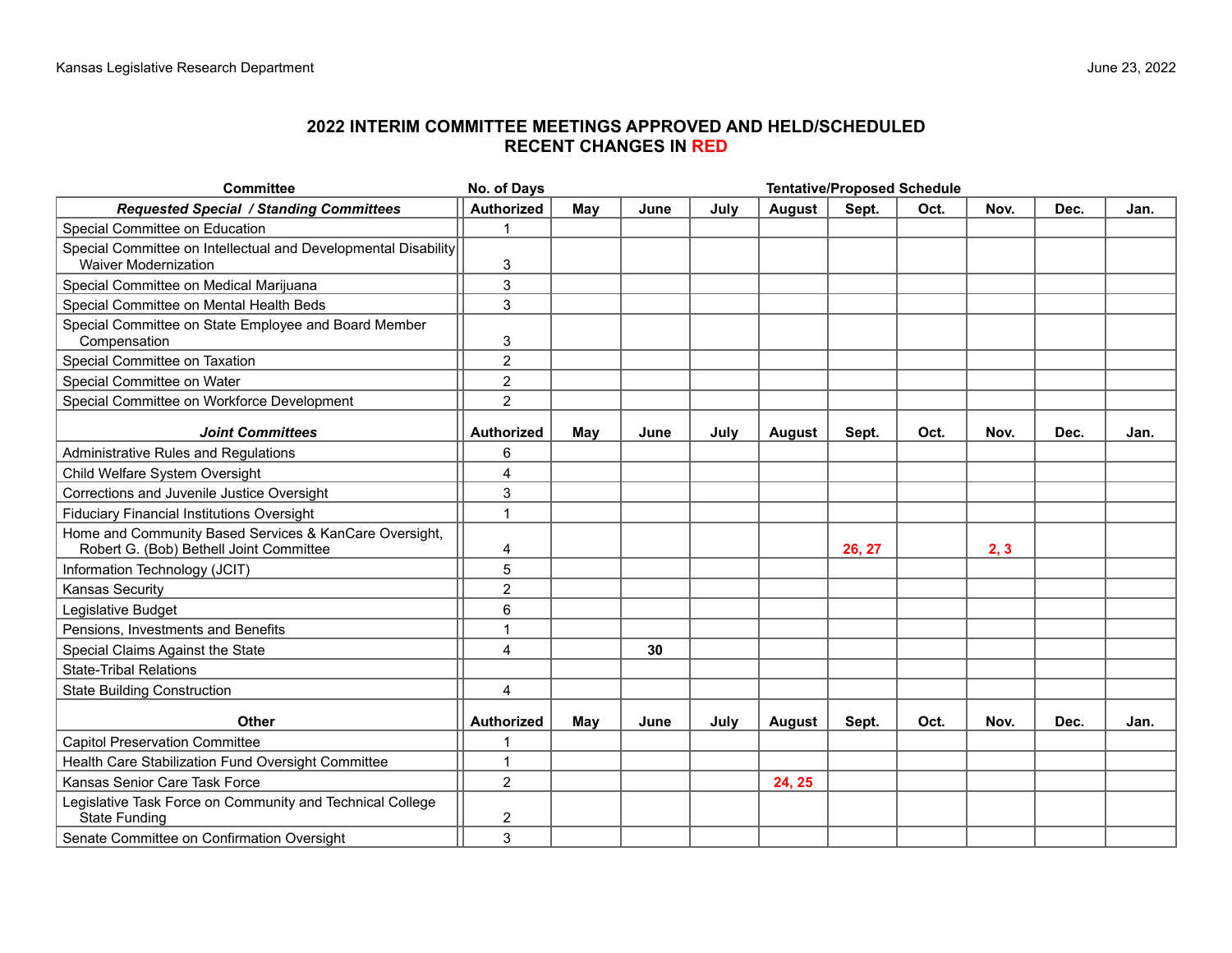Kansas Legislative Research Department

June 23, 2022

## 2022 INTERIM COMMITTEE MEETINGS APPROVED AND HELD/SCHEDULED
## RECENT CHANGES IN RED

| Committee | No. of Days | Tentative/Proposed Schedule | | | | | | | | |
|---|---|---|---|---|---|---|---|---|---|---|
| ***Requested Special / Standing Committees*** | **Authorized** | **May** | **June** | **July** | **August** | **Sept.** | **Oct.** | **Nov.** | **Dec.** | **Jan.** |
| Special Committee on Education | 1 | | | | | | | | | |
| Special Committee on Intellectual and Developmental Disability Waiver Modernization | 3 | | | | | | | | | |
| Special Committee on Medical Marijuana | 3 | | | | | | | | | |
| Special Committee on Mental Health Beds | 3 | | | | | | | | | |
| Special Committee on State Employee and Board Member Compensation | 3 | | | | | | | | | |
| Special Committee on Taxation | 2 | | | | | | | | | |
| Special Committee on Water | 2 | | | | | | | | | |
| Special Committee on Workforce Development | 2 | | | | | | | | | |
| ***Joint Committees*** | **Authorized** | **May** | **June** | **July** | **August** | **Sept.** | **Oct.** | **Nov.** | **Dec.** | **Jan.** |
| Administrative Rules and Regulations | 6 | | | | | | | | | |
| Child Welfare System Oversight | 4 | | | | | | | | | |
| Corrections and Juvenile Justice Oversight | 3 | | | | | | | | | |
| Fiduciary Financial Institutions Oversight | 1 | | | | | | | | | |
| Home and Community Based Services & KanCare Oversight, Robert G. (Bob) Bethell Joint Committee | 4 | | | | | **26, 27** | | **2, 3** | | |
| Information Technology (JCIT) | 5 | | | | | | | | | |
| Kansas Security | 2 | | | | | | | | | |
| Legislative Budget | 6 | | | | | | | | | |
| Pensions, Investments and Benefits | 1 | | | | | | | | | |
| Special Claims Against the State | 4 | | **30** | | | | | | | |
| State-Tribal Relations | | | | | | | | | | |
| State Building Construction | 4 | | | | | | | | | |
| **Other** | **Authorized** | **May** | **June** | **July** | **August** | **Sept.** | **Oct.** | **Nov.** | **Dec.** | **Jan.** |
| Capitol Preservation Committee | 1 | | | | | | | | | |
| Health Care Stabilization Fund Oversight Committee | 1 | | | | | | | | | |
| Kansas Senior Care Task Force | 2 | | | | **24, 25** | | | | | |
| Legislative Task Force on Community and Technical College State Funding | 2 | | | | | | | | | |
| Senate Committee on Confirmation Oversight | 3 | | | | | | | | | |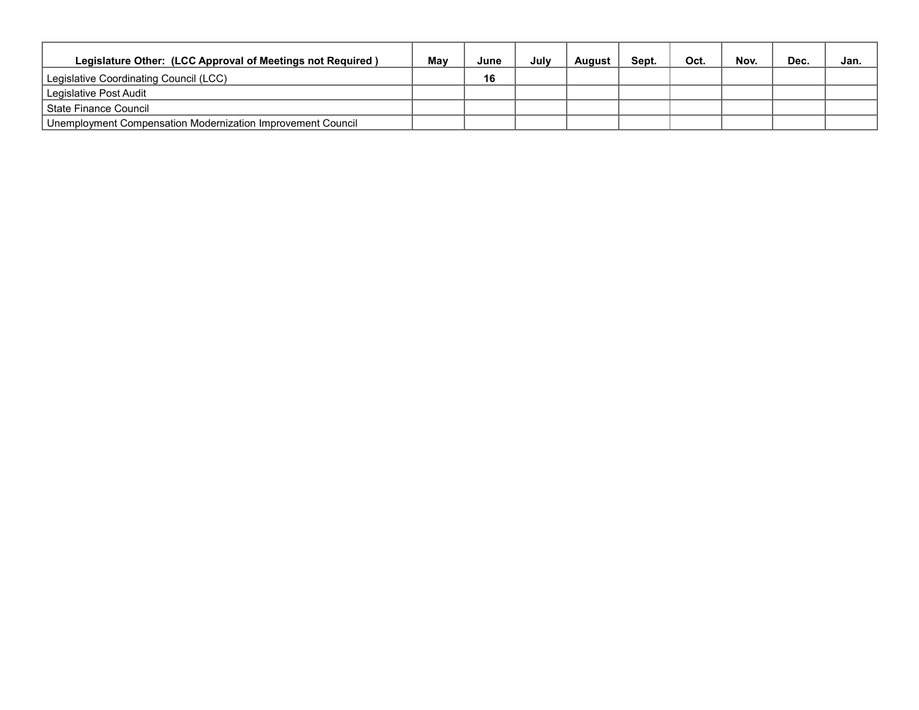| Legislature Other: (LCC Approval of Meetings not Required ) | May | June | July | August | Sept. | Oct. | Nov. | Dec. | Jan. |
|---|---|---|---|---|---|---|---|---|---|
| Legislative Coordinating Council (LCC) | | **16** | | | | | | | |
| Legislative Post Audit | | | | | | | | | |
| State Finance Council | | | | | | | | | |
| Unemployment Compensation Modernization Improvement Council | | | | | | | | | |